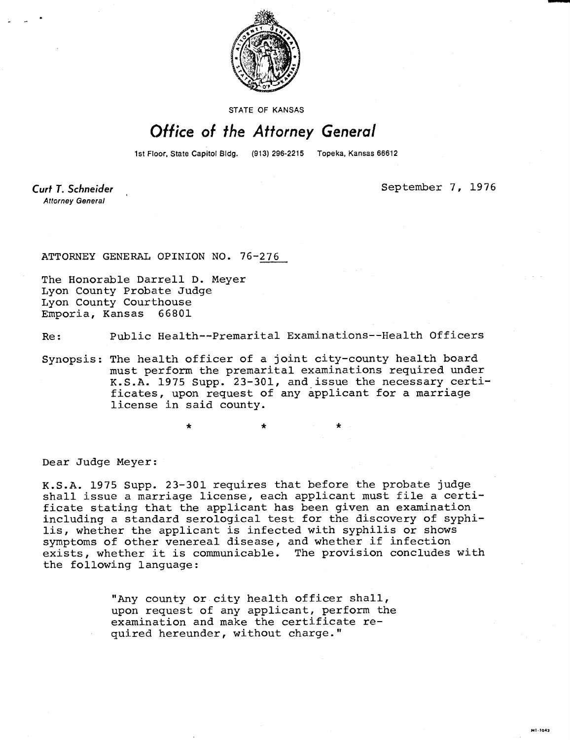STATE OF KANSAS

# Office of the Attorney General

1st Floor, State Capitol Bldg. (913) 296-2215 Topeka, Kansas 66612

**Curt T. Schneider**
*Attorney General*

September 7, 1976

ATTORNEY GENERAL OPINION NO. 76-276

The Honorable Darrell D. Meyer
Lyon County Probate Judge
Lyon County Courthouse
Emporia, Kansas 66801

Re: Public Health--Premarital Examinations--Health Officers

Synopsis: The health officer of a joint city-county health board must perform the premarital examinations required under K.S.A. 1975 Supp. 23-301, and issue the necessary certificates, upon request of any applicant for a marriage license in said county.

\* \* \*

Dear Judge Meyer:

K.S.A. 1975 Supp. 23-301 requires that before the probate judge shall issue a marriage license, each applicant must file a certificate stating that the applicant has been given an examination including a standard serological test for the discovery of syphilis, whether the applicant is infected with syphilis or shows symptoms of other venereal disease, and whether if infection exists, whether it is communicable. The provision concludes with the following language:

> "Any county or city health officer shall, upon request of any applicant, perform the examination and make the certificate required hereunder, without charge."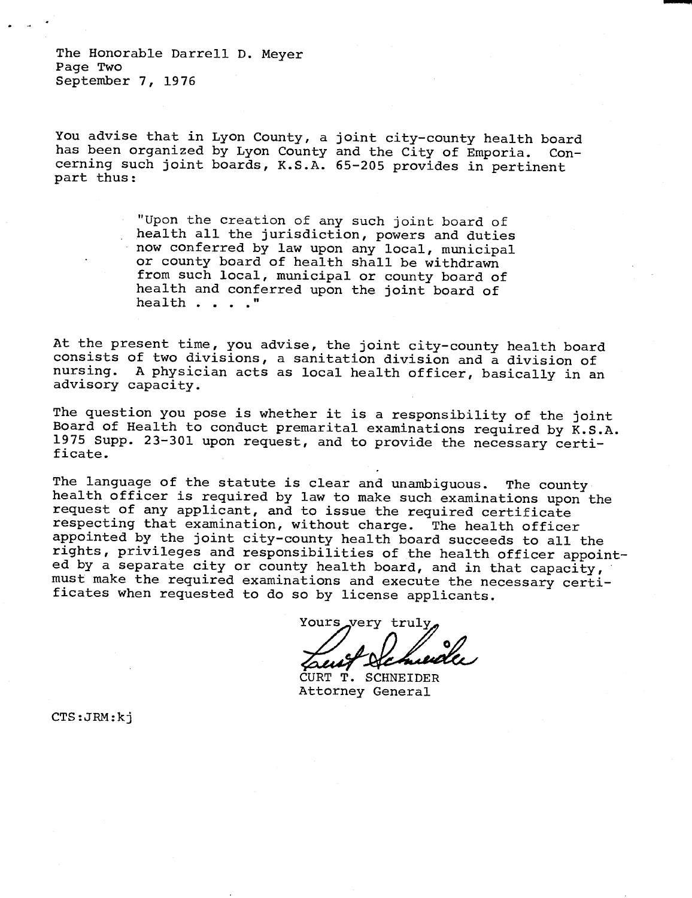The Honorable Darrell D. Meyer
Page Two
September 7, 1976

You advise that in Lyon County, a joint city-county health board has been organized by Lyon County and the City of Emporia. Concerning such joint boards, K.S.A. 65-205 provides in pertinent part thus:

> "Upon the creation of any such joint board of health all the jurisdiction, powers and duties now conferred by law upon any local, municipal or county board of health shall be withdrawn from such local, municipal or county board of health and conferred upon the joint board of health . . . ."

At the present time, you advise, the joint city-county health board consists of two divisions, a sanitation division and a division of nursing. A physician acts as local health officer, basically in an advisory capacity.

The question you pose is whether it is a responsibility of the joint Board of Health to conduct premarital examinations required by K.S.A. 1975 Supp. 23-301 upon request, and to provide the necessary certificate.

The language of the statute is clear and unambiguous. The county health officer is required by law to make such examinations upon the request of any applicant, and to issue the required certificate respecting that examination, without charge. The health officer appointed by the joint city-county health board succeeds to all the rights, privileges and responsibilities of the health officer appointed by a separate city or county health board, and in that capacity, must make the required examinations and execute the necessary certificates when requested to do so by license applicants.

Yours very truly,

CURT T. SCHNEIDER
Attorney General

CTS:JRM:kj